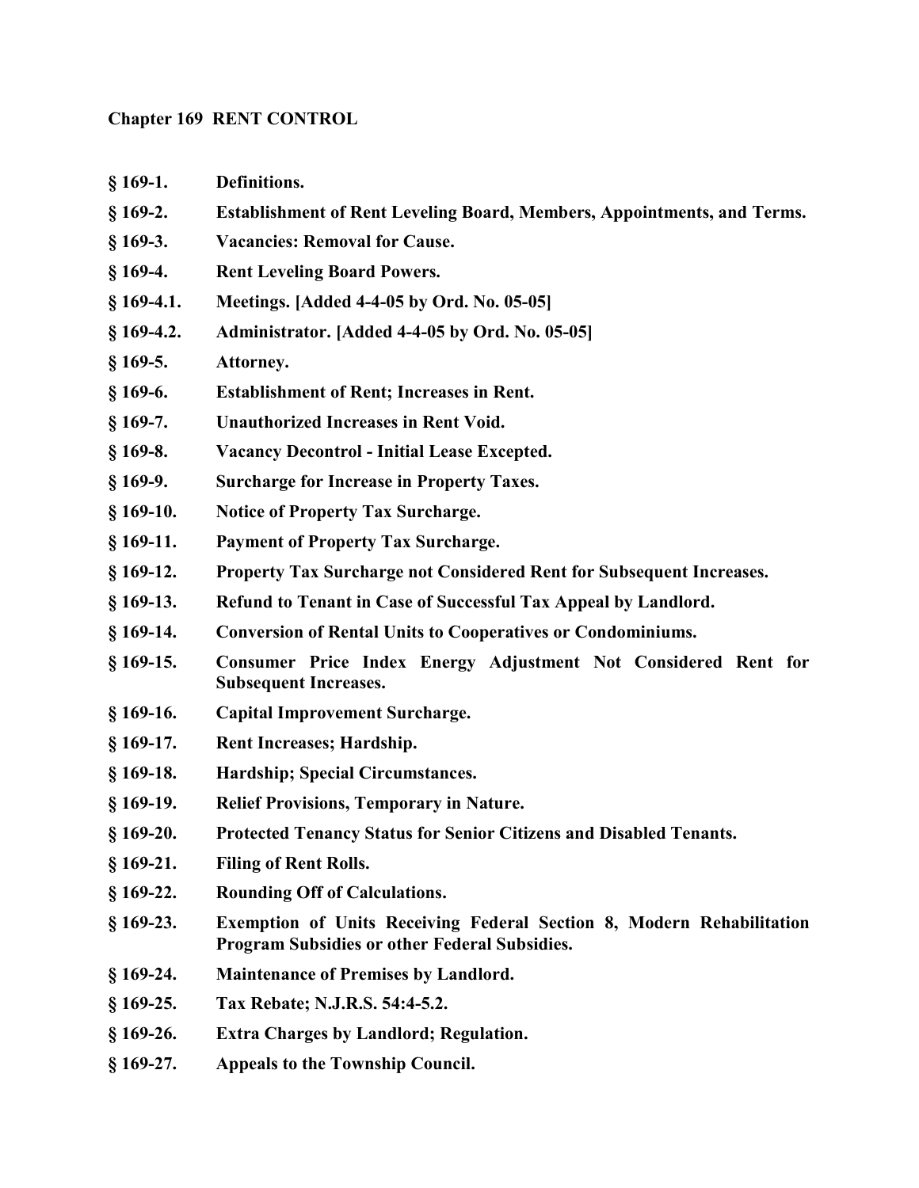# Chapter 169 RENT CONTROL

**§ 169-1.** **Definitions.**

**§ 169-2.** **Establishment of Rent Leveling Board, Members, Appointments, and Terms.**

**§ 169-3.** **Vacancies: Removal for Cause.**

**§ 169-4.** **Rent Leveling Board Powers.**

**§ 169-4.1.** **Meetings. [Added 4-4-05 by Ord. No. 05-05]**

**§ 169-4.2.** **Administrator. [Added 4-4-05 by Ord. No. 05-05]**

**§ 169-5.** **Attorney.**

**§ 169-6.** **Establishment of Rent; Increases in Rent.**

**§ 169-7.** **Unauthorized Increases in Rent Void.**

**§ 169-8.** **Vacancy Decontrol - Initial Lease Excepted.**

**§ 169-9.** **Surcharge for Increase in Property Taxes.**

**§ 169-10.** **Notice of Property Tax Surcharge.**

**§ 169-11.** **Payment of Property Tax Surcharge.**

**§ 169-12.** **Property Tax Surcharge not Considered Rent for Subsequent Increases.**

**§ 169-13.** **Refund to Tenant in Case of Successful Tax Appeal by Landlord.**

**§ 169-14.** **Conversion of Rental Units to Cooperatives or Condominiums.**

**§ 169-15.** **Consumer Price Index Energy Adjustment Not Considered Rent for Subsequent Increases.**

**§ 169-16.** **Capital Improvement Surcharge.**

**§ 169-17.** **Rent Increases; Hardship.**

**§ 169-18.** **Hardship; Special Circumstances.**

**§ 169-19.** **Relief Provisions, Temporary in Nature.**

**§ 169-20.** **Protected Tenancy Status for Senior Citizens and Disabled Tenants.**

**§ 169-21.** **Filing of Rent Rolls.**

**§ 169-22.** **Rounding Off of Calculations.**

**§ 169-23.** **Exemption of Units Receiving Federal Section 8, Modern Rehabilitation Program Subsidies or other Federal Subsidies.**

**§ 169-24.** **Maintenance of Premises by Landlord.**

**§ 169-25.** **Tax Rebate; N.J.R.S. 54:4-5.2.**

**§ 169-26.** **Extra Charges by Landlord; Regulation.**

**§ 169-27.** **Appeals to the Township Council.**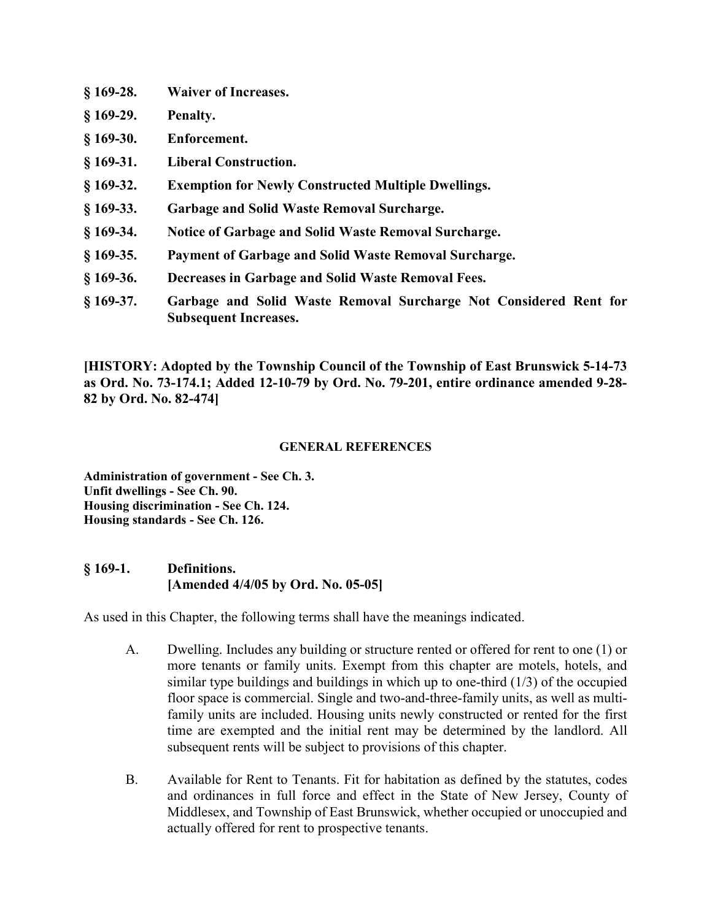**§ 169-28. Waiver of Increases.**

**§ 169-29. Penalty.**

**§ 169-30. Enforcement.**

**§ 169-31. Liberal Construction.**

**§ 169-32. Exemption for Newly Constructed Multiple Dwellings.**

**§ 169-33. Garbage and Solid Waste Removal Surcharge.**

**§ 169-34. Notice of Garbage and Solid Waste Removal Surcharge.**

**§ 169-35. Payment of Garbage and Solid Waste Removal Surcharge.**

**§ 169-36. Decreases in Garbage and Solid Waste Removal Fees.**

**§ 169-37. Garbage and Solid Waste Removal Surcharge Not Considered Rent for Subsequent Increases.**

**[HISTORY: Adopted by the Township Council of the Township of East Brunswick 5-14-73 as Ord. No. 73-174.1; Added 12-10-79 by Ord. No. 79-201, entire ordinance amended 9-28-82 by Ord. No. 82-474]**

**GENERAL REFERENCES**

**Administration of government - See Ch. 3.**
**Unfit dwellings - See Ch. 90.**
**Housing discrimination - See Ch. 124.**
**Housing standards - See Ch. 126.**

## § 169-1. Definitions. [Amended 4/4/05 by Ord. No. 05-05]

As used in this Chapter, the following terms shall have the meanings indicated.

A. Dwelling. Includes any building or structure rented or offered for rent to one (1) or more tenants or family units. Exempt from this chapter are motels, hotels, and similar type buildings and buildings in which up to one-third (1/3) of the occupied floor space is commercial. Single and two-and-three-family units, as well as multi-family units are included. Housing units newly constructed or rented for the first time are exempted and the initial rent may be determined by the landlord. All subsequent rents will be subject to provisions of this chapter.

B. Available for Rent to Tenants. Fit for habitation as defined by the statutes, codes and ordinances in full force and effect in the State of New Jersey, County of Middlesex, and Township of East Brunswick, whether occupied or unoccupied and actually offered for rent to prospective tenants.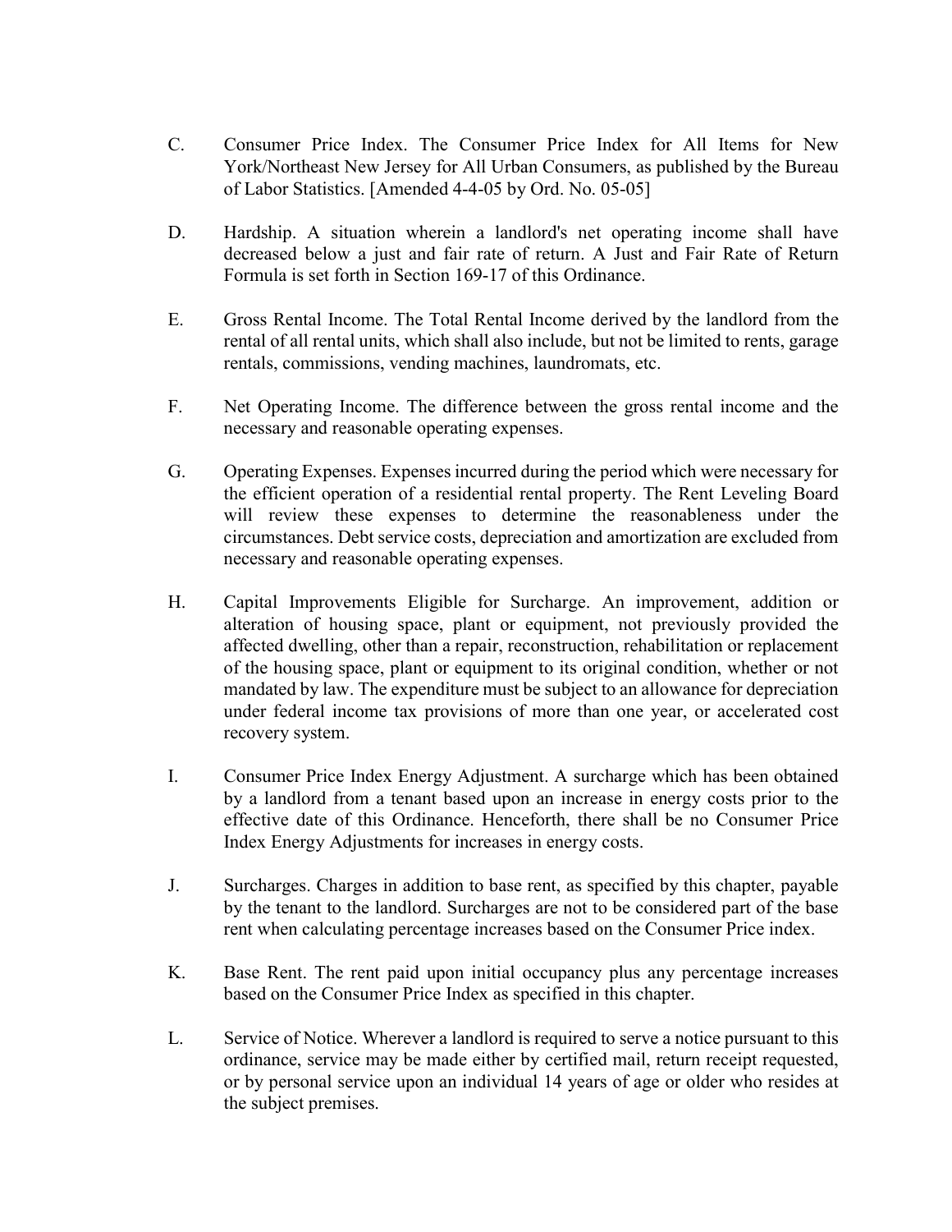C. Consumer Price Index. The Consumer Price Index for All Items for New York/Northeast New Jersey for All Urban Consumers, as published by the Bureau of Labor Statistics. [Amended 4-4-05 by Ord. No. 05-05]

D. Hardship. A situation wherein a landlord's net operating income shall have decreased below a just and fair rate of return. A Just and Fair Rate of Return Formula is set forth in Section 169-17 of this Ordinance.

E. Gross Rental Income. The Total Rental Income derived by the landlord from the rental of all rental units, which shall also include, but not be limited to rents, garage rentals, commissions, vending machines, laundromats, etc.

F. Net Operating Income. The difference between the gross rental income and the necessary and reasonable operating expenses.

G. Operating Expenses. Expenses incurred during the period which were necessary for the efficient operation of a residential rental property. The Rent Leveling Board will review these expenses to determine the reasonableness under the circumstances. Debt service costs, depreciation and amortization are excluded from necessary and reasonable operating expenses.

H. Capital Improvements Eligible for Surcharge. An improvement, addition or alteration of housing space, plant or equipment, not previously provided the affected dwelling, other than a repair, reconstruction, rehabilitation or replacement of the housing space, plant or equipment to its original condition, whether or not mandated by law. The expenditure must be subject to an allowance for depreciation under federal income tax provisions of more than one year, or accelerated cost recovery system.

I. Consumer Price Index Energy Adjustment. A surcharge which has been obtained by a landlord from a tenant based upon an increase in energy costs prior to the effective date of this Ordinance. Henceforth, there shall be no Consumer Price Index Energy Adjustments for increases in energy costs.

J. Surcharges. Charges in addition to base rent, as specified by this chapter, payable by the tenant to the landlord. Surcharges are not to be considered part of the base rent when calculating percentage increases based on the Consumer Price index.

K. Base Rent. The rent paid upon initial occupancy plus any percentage increases based on the Consumer Price Index as specified in this chapter.

L. Service of Notice. Wherever a landlord is required to serve a notice pursuant to this ordinance, service may be made either by certified mail, return receipt requested, or by personal service upon an individual 14 years of age or older who resides at the subject premises.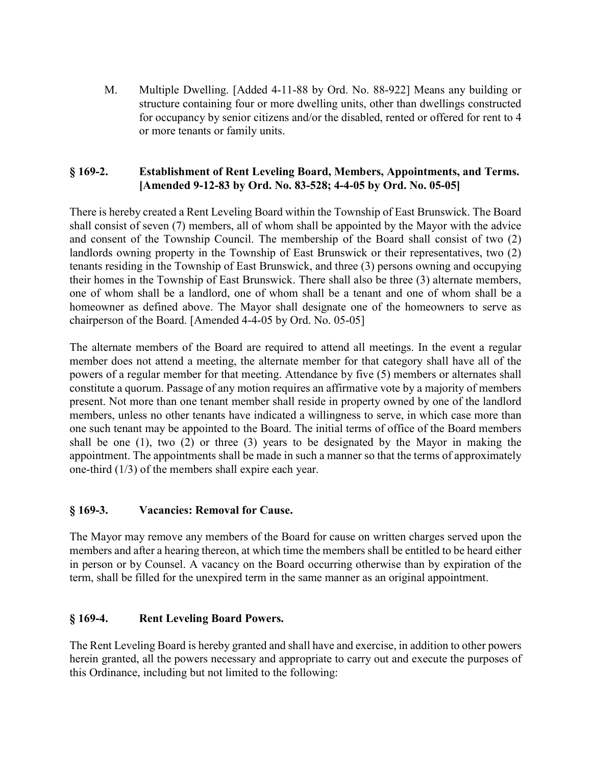M. Multiple Dwelling. [Added 4-11-88 by Ord. No. 88-922] Means any building or structure containing four or more dwelling units, other than dwellings constructed for occupancy by senior citizens and/or the disabled, rented or offered for rent to 4 or more tenants or family units.

## § 169-2. Establishment of Rent Leveling Board, Members, Appointments, and Terms. [Amended 9-12-83 by Ord. No. 83-528; 4-4-05 by Ord. No. 05-05]

There is hereby created a Rent Leveling Board within the Township of East Brunswick. The Board shall consist of seven (7) members, all of whom shall be appointed by the Mayor with the advice and consent of the Township Council. The membership of the Board shall consist of two (2) landlords owning property in the Township of East Brunswick or their representatives, two (2) tenants residing in the Township of East Brunswick, and three (3) persons owning and occupying their homes in the Township of East Brunswick. There shall also be three (3) alternate members, one of whom shall be a landlord, one of whom shall be a tenant and one of whom shall be a homeowner as defined above. The Mayor shall designate one of the homeowners to serve as chairperson of the Board. [Amended 4-4-05 by Ord. No. 05-05]

The alternate members of the Board are required to attend all meetings. In the event a regular member does not attend a meeting, the alternate member for that category shall have all of the powers of a regular member for that meeting. Attendance by five (5) members or alternates shall constitute a quorum. Passage of any motion requires an affirmative vote by a majority of members present. Not more than one tenant member shall reside in property owned by one of the landlord members, unless no other tenants have indicated a willingness to serve, in which case more than one such tenant may be appointed to the Board. The initial terms of office of the Board members shall be one (1), two (2) or three (3) years to be designated by the Mayor in making the appointment. The appointments shall be made in such a manner so that the terms of approximately one-third (1/3) of the members shall expire each year.

## § 169-3. Vacancies: Removal for Cause.

The Mayor may remove any members of the Board for cause on written charges served upon the members and after a hearing thereon, at which time the members shall be entitled to be heard either in person or by Counsel. A vacancy on the Board occurring otherwise than by expiration of the term, shall be filled for the unexpired term in the same manner as an original appointment.

## § 169-4. Rent Leveling Board Powers.

The Rent Leveling Board is hereby granted and shall have and exercise, in addition to other powers herein granted, all the powers necessary and appropriate to carry out and execute the purposes of this Ordinance, including but not limited to the following: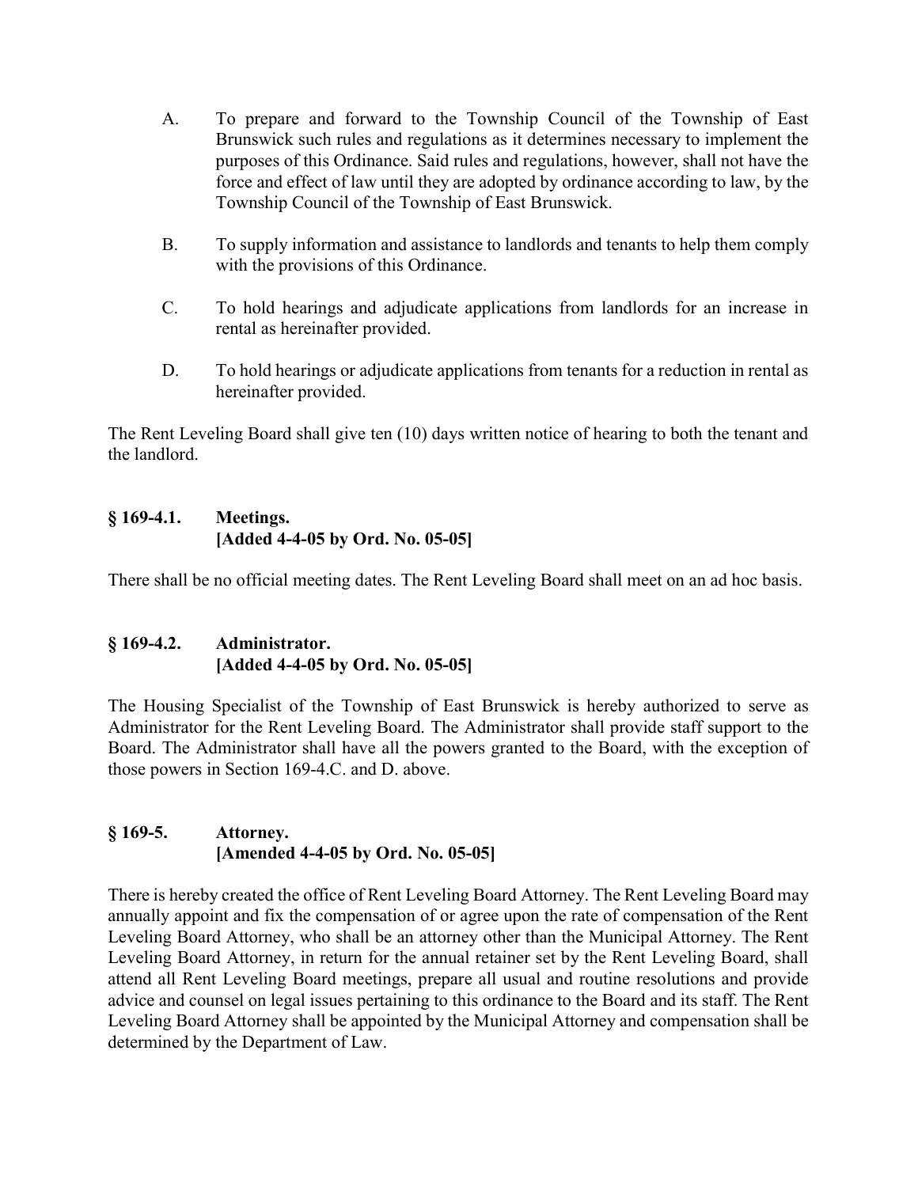A. To prepare and forward to the Township Council of the Township of East Brunswick such rules and regulations as it determines necessary to implement the purposes of this Ordinance. Said rules and regulations, however, shall not have the force and effect of law until they are adopted by ordinance according to law, by the Township Council of the Township of East Brunswick.

B. To supply information and assistance to landlords and tenants to help them comply with the provisions of this Ordinance.

C. To hold hearings and adjudicate applications from landlords for an increase in rental as hereinafter provided.

D. To hold hearings or adjudicate applications from tenants for a reduction in rental as hereinafter provided.

The Rent Leveling Board shall give ten (10) days written notice of hearing to both the tenant and the landlord.

### § 169-4.1. Meetings.
**[Added 4-4-05 by Ord. No. 05-05]**

There shall be no official meeting dates. The Rent Leveling Board shall meet on an ad hoc basis.

### § 169-4.2. Administrator.
**[Added 4-4-05 by Ord. No. 05-05]**

The Housing Specialist of the Township of East Brunswick is hereby authorized to serve as Administrator for the Rent Leveling Board. The Administrator shall provide staff support to the Board. The Administrator shall have all the powers granted to the Board, with the exception of those powers in Section 169-4.C. and D. above.

### § 169-5. Attorney.
**[Amended 4-4-05 by Ord. No. 05-05]**

There is hereby created the office of Rent Leveling Board Attorney. The Rent Leveling Board may annually appoint and fix the compensation of or agree upon the rate of compensation of the Rent Leveling Board Attorney, who shall be an attorney other than the Municipal Attorney. The Rent Leveling Board Attorney, in return for the annual retainer set by the Rent Leveling Board, shall attend all Rent Leveling Board meetings, prepare all usual and routine resolutions and provide advice and counsel on legal issues pertaining to this ordinance to the Board and its staff. The Rent Leveling Board Attorney shall be appointed by the Municipal Attorney and compensation shall be determined by the Department of Law.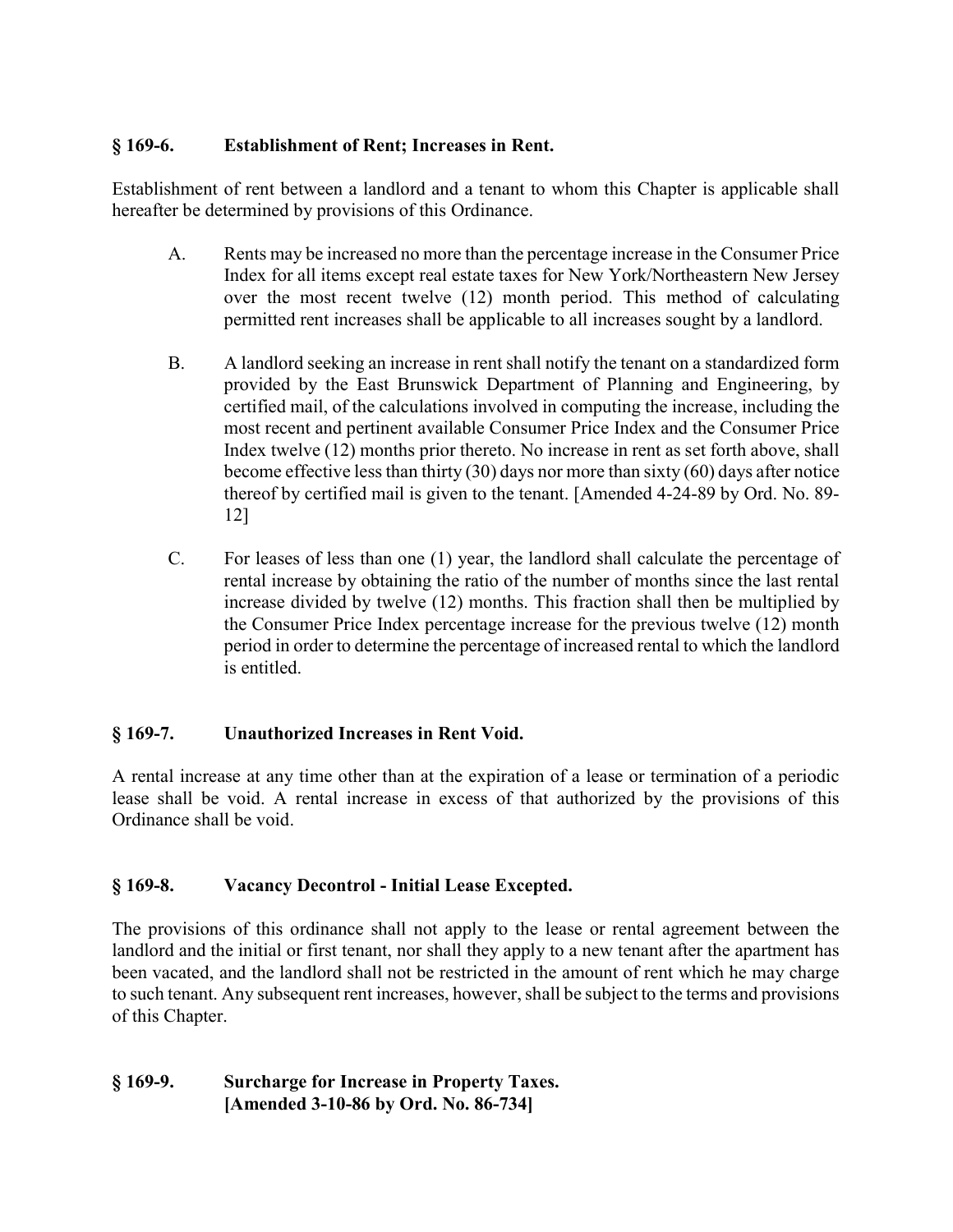## § 169-6. Establishment of Rent; Increases in Rent.

Establishment of rent between a landlord and a tenant to whom this Chapter is applicable shall hereafter be determined by provisions of this Ordinance.

A. Rents may be increased no more than the percentage increase in the Consumer Price Index for all items except real estate taxes for New York/Northeastern New Jersey over the most recent twelve (12) month period. This method of calculating permitted rent increases shall be applicable to all increases sought by a landlord.

B. A landlord seeking an increase in rent shall notify the tenant on a standardized form provided by the East Brunswick Department of Planning and Engineering, by certified mail, of the calculations involved in computing the increase, including the most recent and pertinent available Consumer Price Index and the Consumer Price Index twelve (12) months prior thereto. No increase in rent as set forth above, shall become effective less than thirty (30) days nor more than sixty (60) days after notice thereof by certified mail is given to the tenant. [Amended 4-24-89 by Ord. No. 89-12]

C. For leases of less than one (1) year, the landlord shall calculate the percentage of rental increase by obtaining the ratio of the number of months since the last rental increase divided by twelve (12) months. This fraction shall then be multiplied by the Consumer Price Index percentage increase for the previous twelve (12) month period in order to determine the percentage of increased rental to which the landlord is entitled.

## § 169-7. Unauthorized Increases in Rent Void.

A rental increase at any time other than at the expiration of a lease or termination of a periodic lease shall be void. A rental increase in excess of that authorized by the provisions of this Ordinance shall be void.

## § 169-8. Vacancy Decontrol - Initial Lease Excepted.

The provisions of this ordinance shall not apply to the lease or rental agreement between the landlord and the initial or first tenant, nor shall they apply to a new tenant after the apartment has been vacated, and the landlord shall not be restricted in the amount of rent which he may charge to such tenant. Any subsequent rent increases, however, shall be subject to the terms and provisions of this Chapter.

## § 169-9. Surcharge for Increase in Property Taxes. [Amended 3-10-86 by Ord. No. 86-734]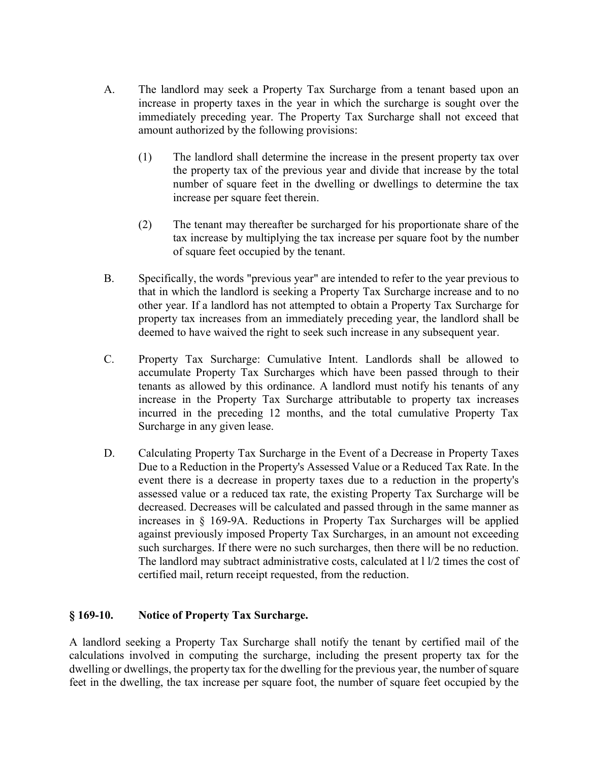A. The landlord may seek a Property Tax Surcharge from a tenant based upon an increase in property taxes in the year in which the surcharge is sought over the immediately preceding year. The Property Tax Surcharge shall not exceed that amount authorized by the following provisions:

   (1) The landlord shall determine the increase in the present property tax over the property tax of the previous year and divide that increase by the total number of square feet in the dwelling or dwellings to determine the tax increase per square feet therein.

   (2) The tenant may thereafter be surcharged for his proportionate share of the tax increase by multiplying the tax increase per square foot by the number of square feet occupied by the tenant.

B. Specifically, the words "previous year" are intended to refer to the year previous to that in which the landlord is seeking a Property Tax Surcharge increase and to no other year. If a landlord has not attempted to obtain a Property Tax Surcharge for property tax increases from an immediately preceding year, the landlord shall be deemed to have waived the right to seek such increase in any subsequent year.

C. Property Tax Surcharge: Cumulative Intent. Landlords shall be allowed to accumulate Property Tax Surcharges which have been passed through to their tenants as allowed by this ordinance. A landlord must notify his tenants of any increase in the Property Tax Surcharge attributable to property tax increases incurred in the preceding 12 months, and the total cumulative Property Tax Surcharge in any given lease.

D. Calculating Property Tax Surcharge in the Event of a Decrease in Property Taxes Due to a Reduction in the Property's Assessed Value or a Reduced Tax Rate. In the event there is a decrease in property taxes due to a reduction in the property's assessed value or a reduced tax rate, the existing Property Tax Surcharge will be decreased. Decreases will be calculated and passed through in the same manner as increases in § 169-9A. Reductions in Property Tax Surcharges will be applied against previously imposed Property Tax Surcharges, in an amount not exceeding such surcharges. If there were no such surcharges, then there will be no reduction. The landlord may subtract administrative costs, calculated at 1 1/2 times the cost of certified mail, return receipt requested, from the reduction.

## § 169-10. Notice of Property Tax Surcharge.

A landlord seeking a Property Tax Surcharge shall notify the tenant by certified mail of the calculations involved in computing the surcharge, including the present property tax for the dwelling or dwellings, the property tax for the dwelling for the previous year, the number of square feet in the dwelling, the tax increase per square foot, the number of square feet occupied by the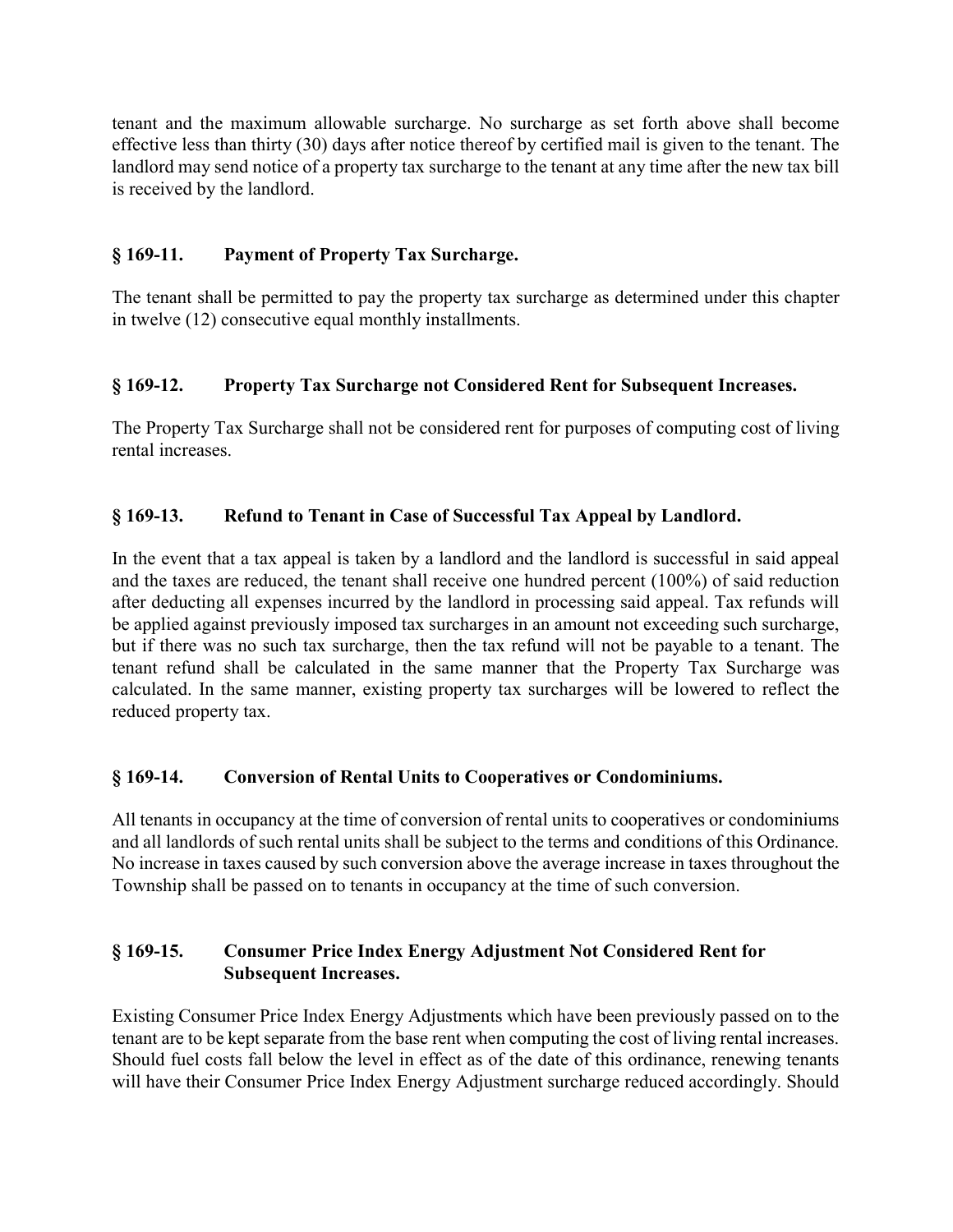tenant and the maximum allowable surcharge. No surcharge as set forth above shall become effective less than thirty (30) days after notice thereof by certified mail is given to the tenant. The landlord may send notice of a property tax surcharge to the tenant at any time after the new tax bill is received by the landlord.

### § 169-11. Payment of Property Tax Surcharge.

The tenant shall be permitted to pay the property tax surcharge as determined under this chapter in twelve (12) consecutive equal monthly installments.

### § 169-12. Property Tax Surcharge not Considered Rent for Subsequent Increases.

The Property Tax Surcharge shall not be considered rent for purposes of computing cost of living rental increases.

### § 169-13. Refund to Tenant in Case of Successful Tax Appeal by Landlord.

In the event that a tax appeal is taken by a landlord and the landlord is successful in said appeal and the taxes are reduced, the tenant shall receive one hundred percent (100%) of said reduction after deducting all expenses incurred by the landlord in processing said appeal. Tax refunds will be applied against previously imposed tax surcharges in an amount not exceeding such surcharge, but if there was no such tax surcharge, then the tax refund will not be payable to a tenant. The tenant refund shall be calculated in the same manner that the Property Tax Surcharge was calculated. In the same manner, existing property tax surcharges will be lowered to reflect the reduced property tax.

### § 169-14. Conversion of Rental Units to Cooperatives or Condominiums.

All tenants in occupancy at the time of conversion of rental units to cooperatives or condominiums and all landlords of such rental units shall be subject to the terms and conditions of this Ordinance. No increase in taxes caused by such conversion above the average increase in taxes throughout the Township shall be passed on to tenants in occupancy at the time of such conversion.

### § 169-15. Consumer Price Index Energy Adjustment Not Considered Rent for Subsequent Increases.

Existing Consumer Price Index Energy Adjustments which have been previously passed on to the tenant are to be kept separate from the base rent when computing the cost of living rental increases. Should fuel costs fall below the level in effect as of the date of this ordinance, renewing tenants will have their Consumer Price Index Energy Adjustment surcharge reduced accordingly. Should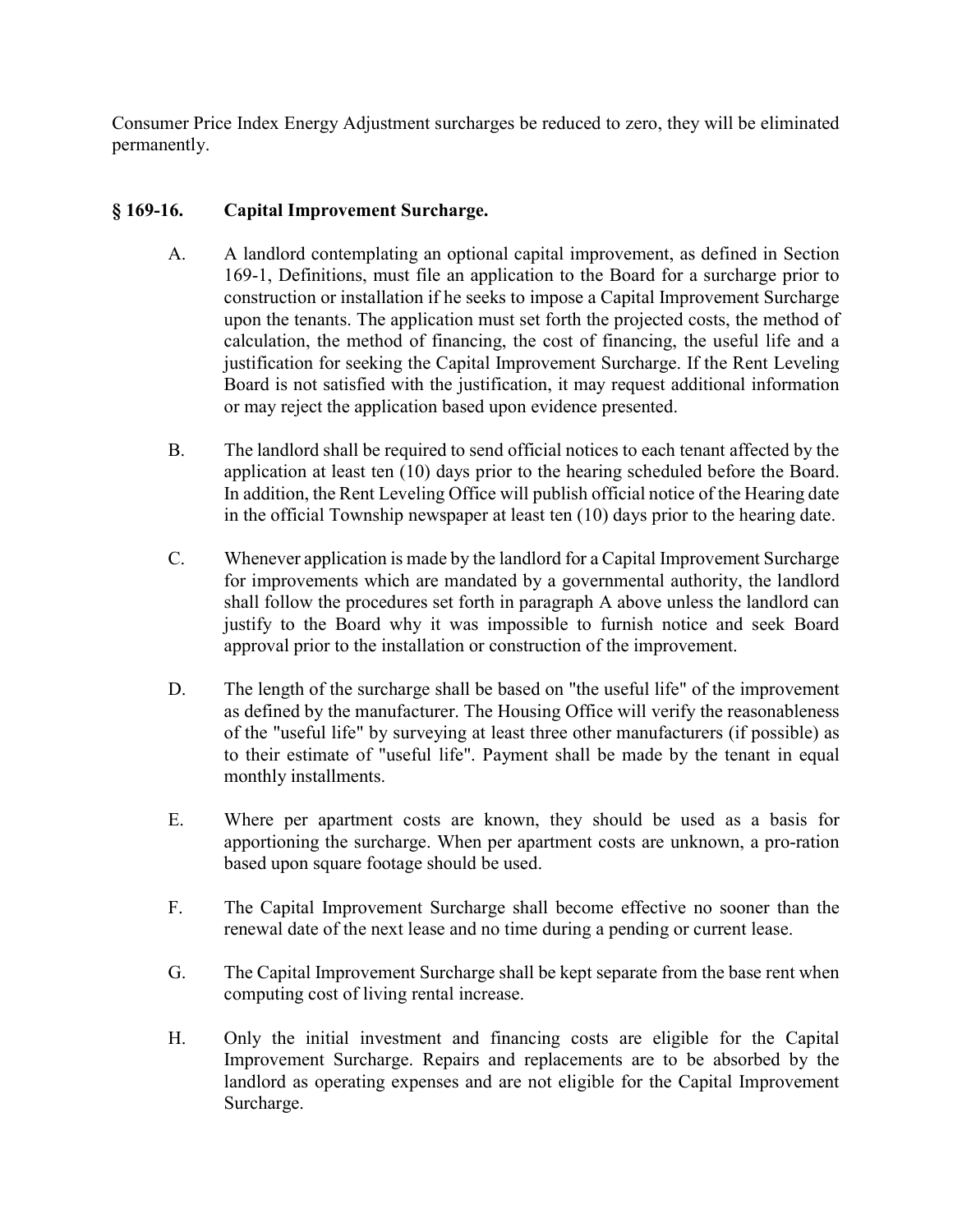Consumer Price Index Energy Adjustment surcharges be reduced to zero, they will be eliminated permanently.

### § 169-16. Capital Improvement Surcharge.

A. A landlord contemplating an optional capital improvement, as defined in Section 169-1, Definitions, must file an application to the Board for a surcharge prior to construction or installation if he seeks to impose a Capital Improvement Surcharge upon the tenants. The application must set forth the projected costs, the method of calculation, the method of financing, the cost of financing, the useful life and a justification for seeking the Capital Improvement Surcharge. If the Rent Leveling Board is not satisfied with the justification, it may request additional information or may reject the application based upon evidence presented.

B. The landlord shall be required to send official notices to each tenant affected by the application at least ten (10) days prior to the hearing scheduled before the Board. In addition, the Rent Leveling Office will publish official notice of the Hearing date in the official Township newspaper at least ten (10) days prior to the hearing date.

C. Whenever application is made by the landlord for a Capital Improvement Surcharge for improvements which are mandated by a governmental authority, the landlord shall follow the procedures set forth in paragraph A above unless the landlord can justify to the Board why it was impossible to furnish notice and seek Board approval prior to the installation or construction of the improvement.

D. The length of the surcharge shall be based on "the useful life" of the improvement as defined by the manufacturer. The Housing Office will verify the reasonableness of the "useful life" by surveying at least three other manufacturers (if possible) as to their estimate of "useful life". Payment shall be made by the tenant in equal monthly installments.

E. Where per apartment costs are known, they should be used as a basis for apportioning the surcharge. When per apartment costs are unknown, a pro-ration based upon square footage should be used.

F. The Capital Improvement Surcharge shall become effective no sooner than the renewal date of the next lease and no time during a pending or current lease.

G. The Capital Improvement Surcharge shall be kept separate from the base rent when computing cost of living rental increase.

H. Only the initial investment and financing costs are eligible for the Capital Improvement Surcharge. Repairs and replacements are to be absorbed by the landlord as operating expenses and are not eligible for the Capital Improvement Surcharge.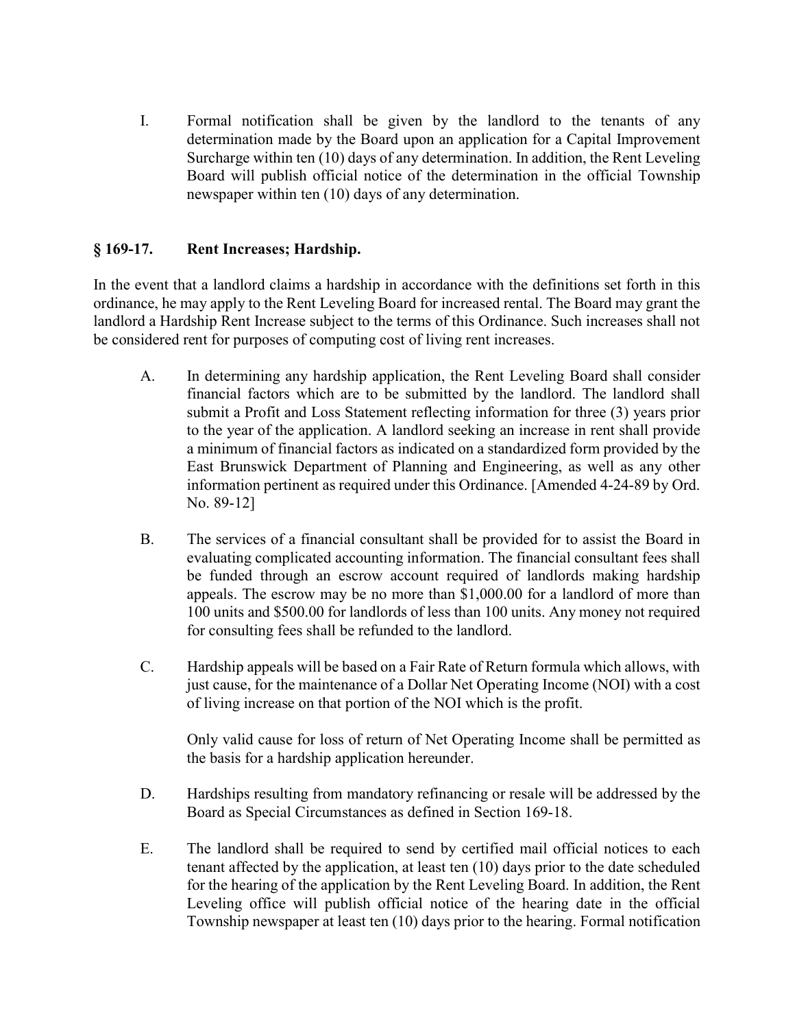I. Formal notification shall be given by the landlord to the tenants of any determination made by the Board upon an application for a Capital Improvement Surcharge within ten (10) days of any determination. In addition, the Rent Leveling Board will publish official notice of the determination in the official Township newspaper within ten (10) days of any determination.

## § 169-17. Rent Increases; Hardship.

In the event that a landlord claims a hardship in accordance with the definitions set forth in this ordinance, he may apply to the Rent Leveling Board for increased rental. The Board may grant the landlord a Hardship Rent Increase subject to the terms of this Ordinance. Such increases shall not be considered rent for purposes of computing cost of living rent increases.

A. In determining any hardship application, the Rent Leveling Board shall consider financial factors which are to be submitted by the landlord. The landlord shall submit a Profit and Loss Statement reflecting information for three (3) years prior to the year of the application. A landlord seeking an increase in rent shall provide a minimum of financial factors as indicated on a standardized form provided by the East Brunswick Department of Planning and Engineering, as well as any other information pertinent as required under this Ordinance. [Amended 4-24-89 by Ord. No. 89-12]

B. The services of a financial consultant shall be provided for to assist the Board in evaluating complicated accounting information. The financial consultant fees shall be funded through an escrow account required of landlords making hardship appeals. The escrow may be no more than $1,000.00 for a landlord of more than 100 units and $500.00 for landlords of less than 100 units. Any money not required for consulting fees shall be refunded to the landlord.

C. Hardship appeals will be based on a Fair Rate of Return formula which allows, with just cause, for the maintenance of a Dollar Net Operating Income (NOI) with a cost of living increase on that portion of the NOI which is the profit.

   Only valid cause for loss of return of Net Operating Income shall be permitted as the basis for a hardship application hereunder.

D. Hardships resulting from mandatory refinancing or resale will be addressed by the Board as Special Circumstances as defined in Section 169-18.

E. The landlord shall be required to send by certified mail official notices to each tenant affected by the application, at least ten (10) days prior to the date scheduled for the hearing of the application by the Rent Leveling Board. In addition, the Rent Leveling office will publish official notice of the hearing date in the official Township newspaper at least ten (10) days prior to the hearing. Formal notification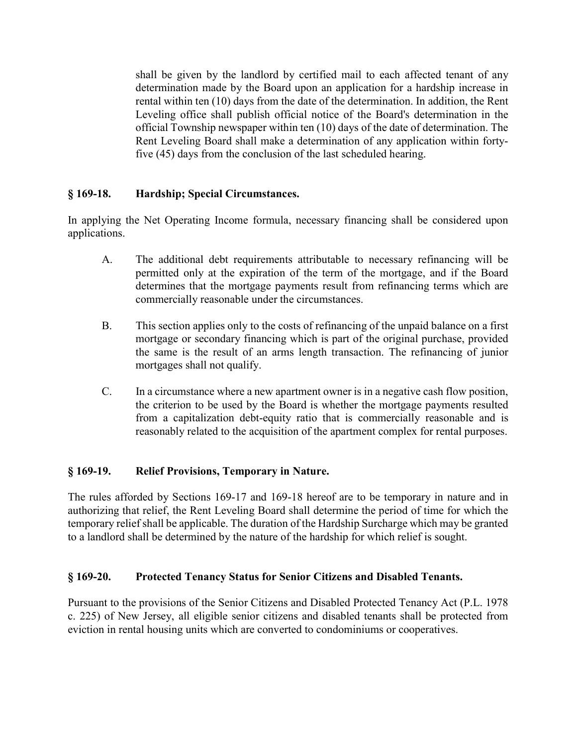shall be given by the landlord by certified mail to each affected tenant of any determination made by the Board upon an application for a hardship increase in rental within ten (10) days from the date of the determination. In addition, the Rent Leveling office shall publish official notice of the Board's determination in the official Township newspaper within ten (10) days of the date of determination. The Rent Leveling Board shall make a determination of any application within forty-five (45) days from the conclusion of the last scheduled hearing.

## § 169-18. Hardship; Special Circumstances.

In applying the Net Operating Income formula, necessary financing shall be considered upon applications.

A. The additional debt requirements attributable to necessary refinancing will be permitted only at the expiration of the term of the mortgage, and if the Board determines that the mortgage payments result from refinancing terms which are commercially reasonable under the circumstances.

B. This section applies only to the costs of refinancing of the unpaid balance on a first mortgage or secondary financing which is part of the original purchase, provided the same is the result of an arms length transaction. The refinancing of junior mortgages shall not qualify.

C. In a circumstance where a new apartment owner is in a negative cash flow position, the criterion to be used by the Board is whether the mortgage payments resulted from a capitalization debt-equity ratio that is commercially reasonable and is reasonably related to the acquisition of the apartment complex for rental purposes.

## § 169-19. Relief Provisions, Temporary in Nature.

The rules afforded by Sections 169-17 and 169-18 hereof are to be temporary in nature and in authorizing that relief, the Rent Leveling Board shall determine the period of time for which the temporary relief shall be applicable. The duration of the Hardship Surcharge which may be granted to a landlord shall be determined by the nature of the hardship for which relief is sought.

## § 169-20. Protected Tenancy Status for Senior Citizens and Disabled Tenants.

Pursuant to the provisions of the Senior Citizens and Disabled Protected Tenancy Act (P.L. 1978 c. 225) of New Jersey, all eligible senior citizens and disabled tenants shall be protected from eviction in rental housing units which are converted to condominiums or cooperatives.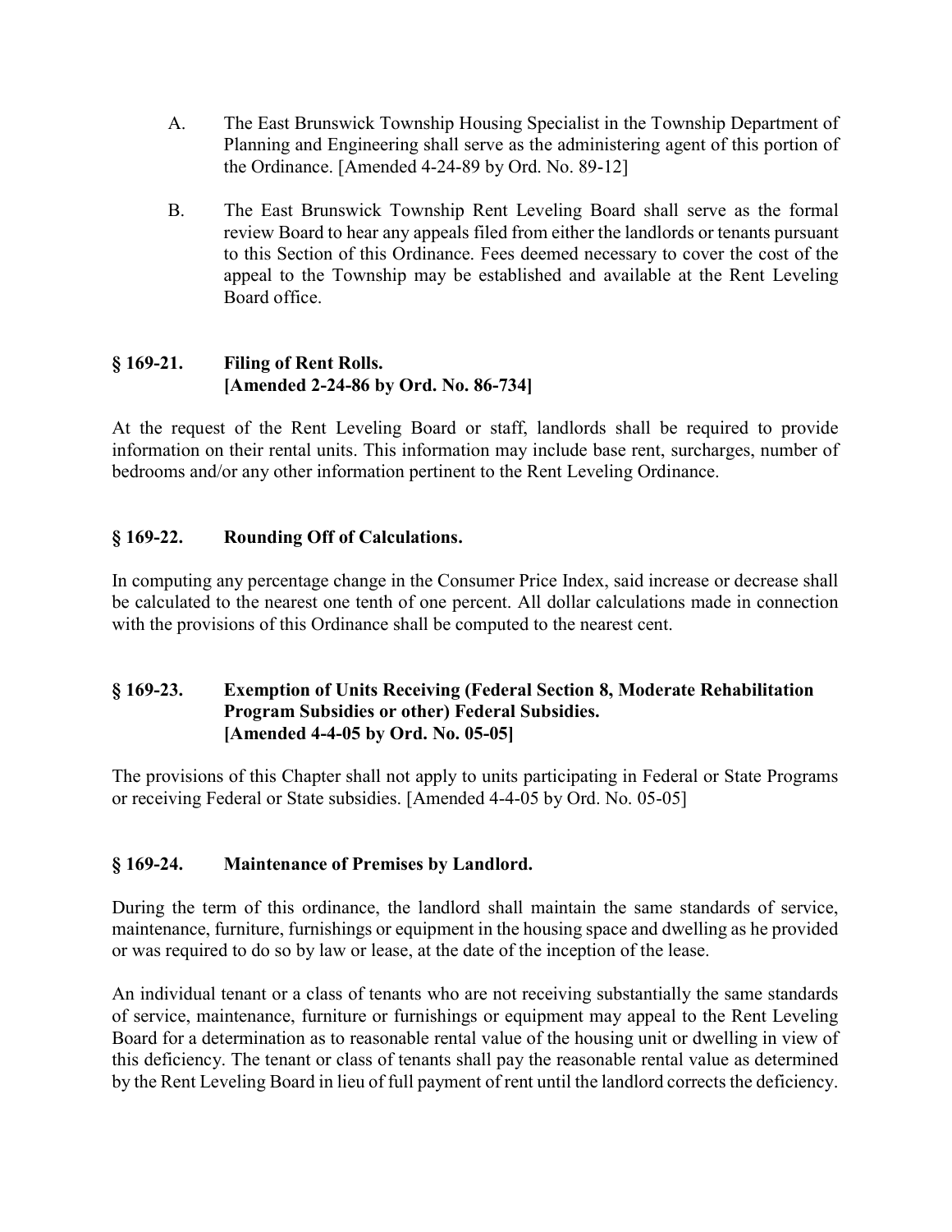A. The East Brunswick Township Housing Specialist in the Township Department of Planning and Engineering shall serve as the administering agent of this portion of the Ordinance. [Amended 4-24-89 by Ord. No. 89-12]

B. The East Brunswick Township Rent Leveling Board shall serve as the formal review Board to hear any appeals filed from either the landlords or tenants pursuant to this Section of this Ordinance. Fees deemed necessary to cover the cost of the appeal to the Township may be established and available at the Rent Leveling Board office.

## § 169-21. Filing of Rent Rolls. [Amended 2-24-86 by Ord. No. 86-734]

At the request of the Rent Leveling Board or staff, landlords shall be required to provide information on their rental units. This information may include base rent, surcharges, number of bedrooms and/or any other information pertinent to the Rent Leveling Ordinance.

## § 169-22. Rounding Off of Calculations.

In computing any percentage change in the Consumer Price Index, said increase or decrease shall be calculated to the nearest one tenth of one percent. All dollar calculations made in connection with the provisions of this Ordinance shall be computed to the nearest cent.

## § 169-23. Exemption of Units Receiving (Federal Section 8, Moderate Rehabilitation Program Subsidies or other) Federal Subsidies. [Amended 4-4-05 by Ord. No. 05-05]

The provisions of this Chapter shall not apply to units participating in Federal or State Programs or receiving Federal or State subsidies. [Amended 4-4-05 by Ord. No. 05-05]

## § 169-24. Maintenance of Premises by Landlord.

During the term of this ordinance, the landlord shall maintain the same standards of service, maintenance, furniture, furnishings or equipment in the housing space and dwelling as he provided or was required to do so by law or lease, at the date of the inception of the lease.

An individual tenant or a class of tenants who are not receiving substantially the same standards of service, maintenance, furniture or furnishings or equipment may appeal to the Rent Leveling Board for a determination as to reasonable rental value of the housing unit or dwelling in view of this deficiency. The tenant or class of tenants shall pay the reasonable rental value as determined by the Rent Leveling Board in lieu of full payment of rent until the landlord corrects the deficiency.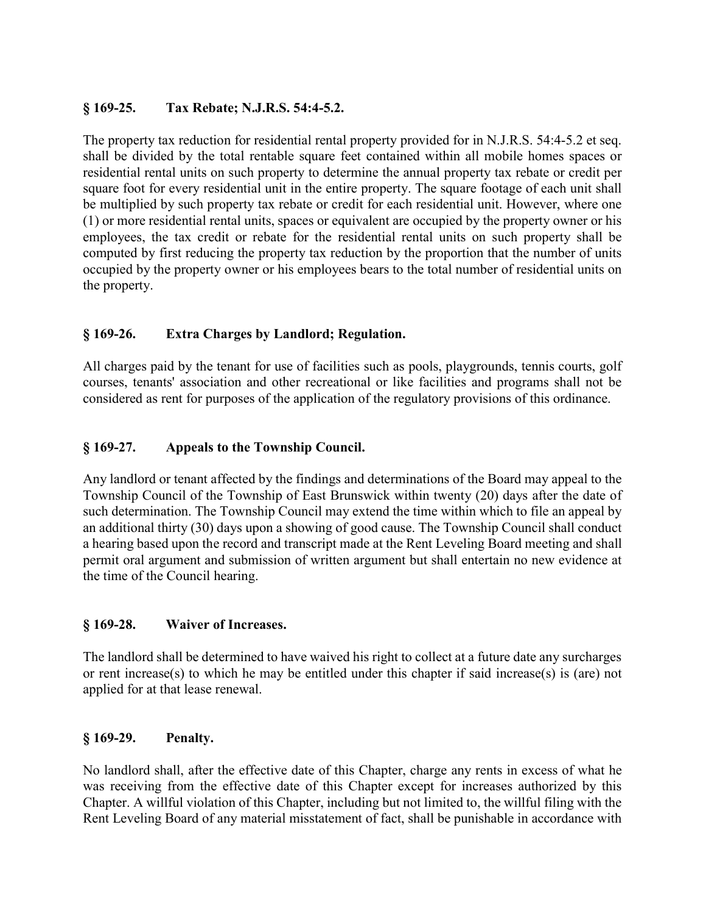## § 169-25. Tax Rebate; N.J.R.S. 54:4-5.2.

The property tax reduction for residential rental property provided for in N.J.R.S. 54:4-5.2 et seq. shall be divided by the total rentable square feet contained within all mobile homes spaces or residential rental units on such property to determine the annual property tax rebate or credit per square foot for every residential unit in the entire property. The square footage of each unit shall be multiplied by such property tax rebate or credit for each residential unit. However, where one (1) or more residential rental units, spaces or equivalent are occupied by the property owner or his employees, the tax credit or rebate for the residential rental units on such property shall be computed by first reducing the property tax reduction by the proportion that the number of units occupied by the property owner or his employees bears to the total number of residential units on the property.

## § 169-26. Extra Charges by Landlord; Regulation.

All charges paid by the tenant for use of facilities such as pools, playgrounds, tennis courts, golf courses, tenants' association and other recreational or like facilities and programs shall not be considered as rent for purposes of the application of the regulatory provisions of this ordinance.

## § 169-27. Appeals to the Township Council.

Any landlord or tenant affected by the findings and determinations of the Board may appeal to the Township Council of the Township of East Brunswick within twenty (20) days after the date of such determination. The Township Council may extend the time within which to file an appeal by an additional thirty (30) days upon a showing of good cause. The Township Council shall conduct a hearing based upon the record and transcript made at the Rent Leveling Board meeting and shall permit oral argument and submission of written argument but shall entertain no new evidence at the time of the Council hearing.

## § 169-28. Waiver of Increases.

The landlord shall be determined to have waived his right to collect at a future date any surcharges or rent increase(s) to which he may be entitled under this chapter if said increase(s) is (are) not applied for at that lease renewal.

## § 169-29. Penalty.

No landlord shall, after the effective date of this Chapter, charge any rents in excess of what he was receiving from the effective date of this Chapter except for increases authorized by this Chapter. A willful violation of this Chapter, including but not limited to, the willful filing with the Rent Leveling Board of any material misstatement of fact, shall be punishable in accordance with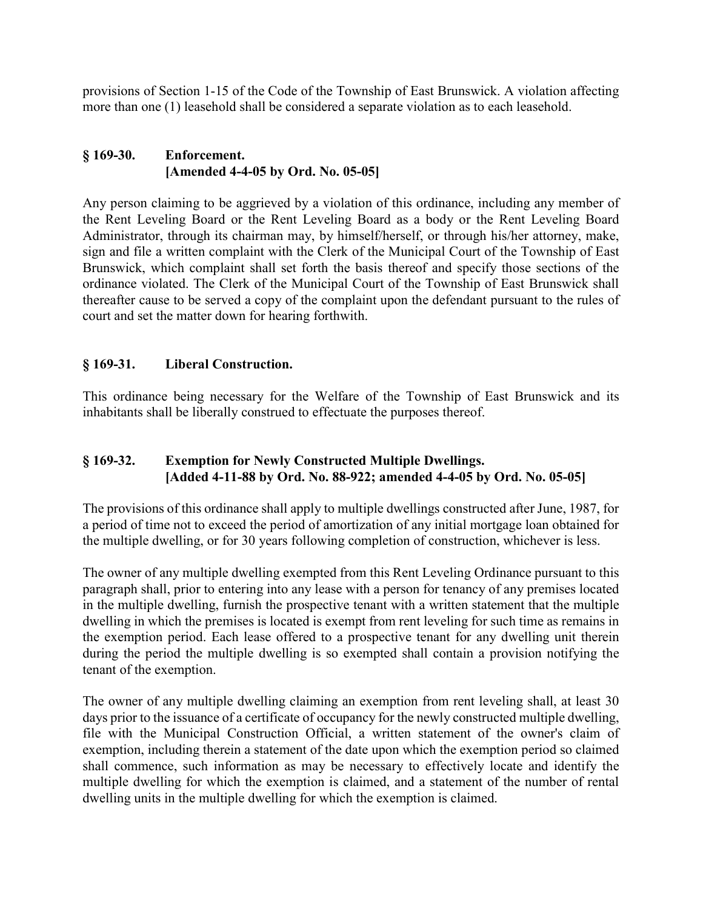provisions of Section 1-15 of the Code of the Township of East Brunswick. A violation affecting more than one (1) leasehold shall be considered a separate violation as to each leasehold.

## § 169-30. Enforcement. [Amended 4-4-05 by Ord. No. 05-05]

Any person claiming to be aggrieved by a violation of this ordinance, including any member of the Rent Leveling Board or the Rent Leveling Board as a body or the Rent Leveling Board Administrator, through its chairman may, by himself/herself, or through his/her attorney, make, sign and file a written complaint with the Clerk of the Municipal Court of the Township of East Brunswick, which complaint shall set forth the basis thereof and specify those sections of the ordinance violated. The Clerk of the Municipal Court of the Township of East Brunswick shall thereafter cause to be served a copy of the complaint upon the defendant pursuant to the rules of court and set the matter down for hearing forthwith.

## § 169-31. Liberal Construction.

This ordinance being necessary for the Welfare of the Township of East Brunswick and its inhabitants shall be liberally construed to effectuate the purposes thereof.

## § 169-32. Exemption for Newly Constructed Multiple Dwellings. [Added 4-11-88 by Ord. No. 88-922; amended 4-4-05 by Ord. No. 05-05]

The provisions of this ordinance shall apply to multiple dwellings constructed after June, 1987, for a period of time not to exceed the period of amortization of any initial mortgage loan obtained for the multiple dwelling, or for 30 years following completion of construction, whichever is less.

The owner of any multiple dwelling exempted from this Rent Leveling Ordinance pursuant to this paragraph shall, prior to entering into any lease with a person for tenancy of any premises located in the multiple dwelling, furnish the prospective tenant with a written statement that the multiple dwelling in which the premises is located is exempt from rent leveling for such time as remains in the exemption period. Each lease offered to a prospective tenant for any dwelling unit therein during the period the multiple dwelling is so exempted shall contain a provision notifying the tenant of the exemption.

The owner of any multiple dwelling claiming an exemption from rent leveling shall, at least 30 days prior to the issuance of a certificate of occupancy for the newly constructed multiple dwelling, file with the Municipal Construction Official, a written statement of the owner's claim of exemption, including therein a statement of the date upon which the exemption period so claimed shall commence, such information as may be necessary to effectively locate and identify the multiple dwelling for which the exemption is claimed, and a statement of the number of rental dwelling units in the multiple dwelling for which the exemption is claimed.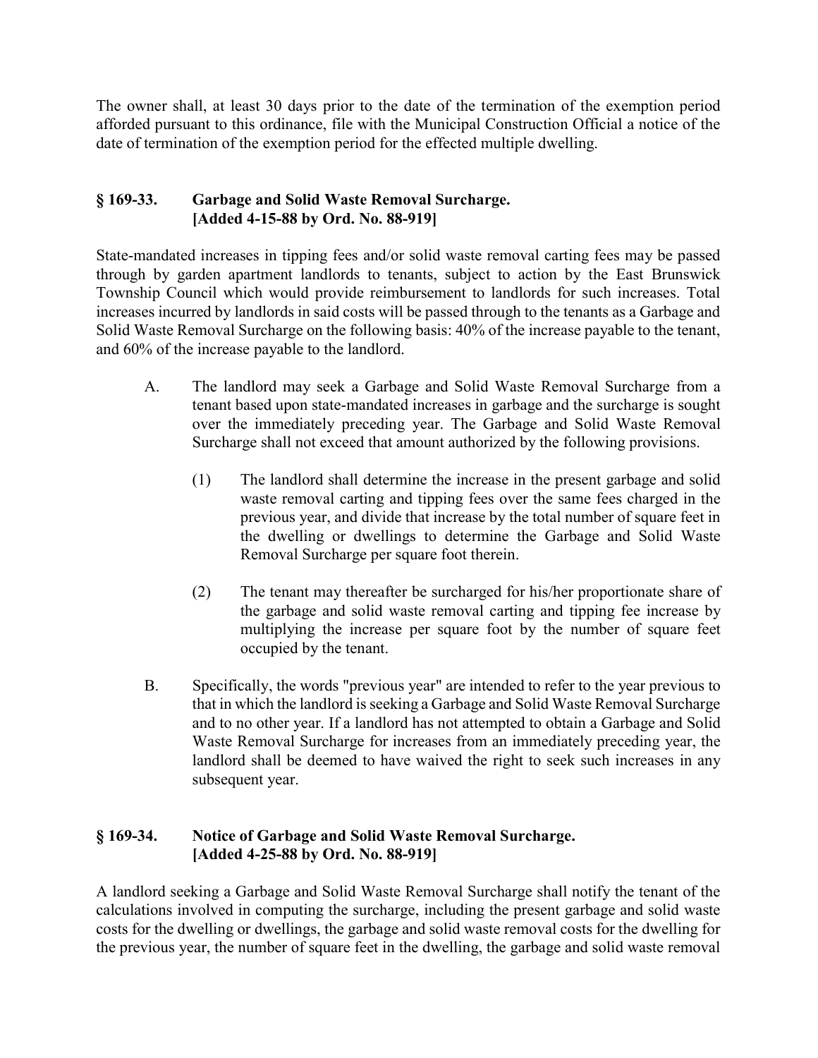The owner shall, at least 30 days prior to the date of the termination of the exemption period afforded pursuant to this ordinance, file with the Municipal Construction Official a notice of the date of termination of the exemption period for the effected multiple dwelling.

## § 169-33. Garbage and Solid Waste Removal Surcharge. [Added 4-15-88 by Ord. No. 88-919]

State-mandated increases in tipping fees and/or solid waste removal carting fees may be passed through by garden apartment landlords to tenants, subject to action by the East Brunswick Township Council which would provide reimbursement to landlords for such increases. Total increases incurred by landlords in said costs will be passed through to the tenants as a Garbage and Solid Waste Removal Surcharge on the following basis: 40% of the increase payable to the tenant, and 60% of the increase payable to the landlord.

A. The landlord may seek a Garbage and Solid Waste Removal Surcharge from a tenant based upon state-mandated increases in garbage and the surcharge is sought over the immediately preceding year. The Garbage and Solid Waste Removal Surcharge shall not exceed that amount authorized by the following provisions.

   (1) The landlord shall determine the increase in the present garbage and solid waste removal carting and tipping fees over the same fees charged in the previous year, and divide that increase by the total number of square feet in the dwelling or dwellings to determine the Garbage and Solid Waste Removal Surcharge per square foot therein.

   (2) The tenant may thereafter be surcharged for his/her proportionate share of the garbage and solid waste removal carting and tipping fee increase by multiplying the increase per square foot by the number of square feet occupied by the tenant.

B. Specifically, the words "previous year" are intended to refer to the year previous to that in which the landlord is seeking a Garbage and Solid Waste Removal Surcharge and to no other year. If a landlord has not attempted to obtain a Garbage and Solid Waste Removal Surcharge for increases from an immediately preceding year, the landlord shall be deemed to have waived the right to seek such increases in any subsequent year.

## § 169-34. Notice of Garbage and Solid Waste Removal Surcharge. [Added 4-25-88 by Ord. No. 88-919]

A landlord seeking a Garbage and Solid Waste Removal Surcharge shall notify the tenant of the calculations involved in computing the surcharge, including the present garbage and solid waste costs for the dwelling or dwellings, the garbage and solid waste removal costs for the dwelling for the previous year, the number of square feet in the dwelling, the garbage and solid waste removal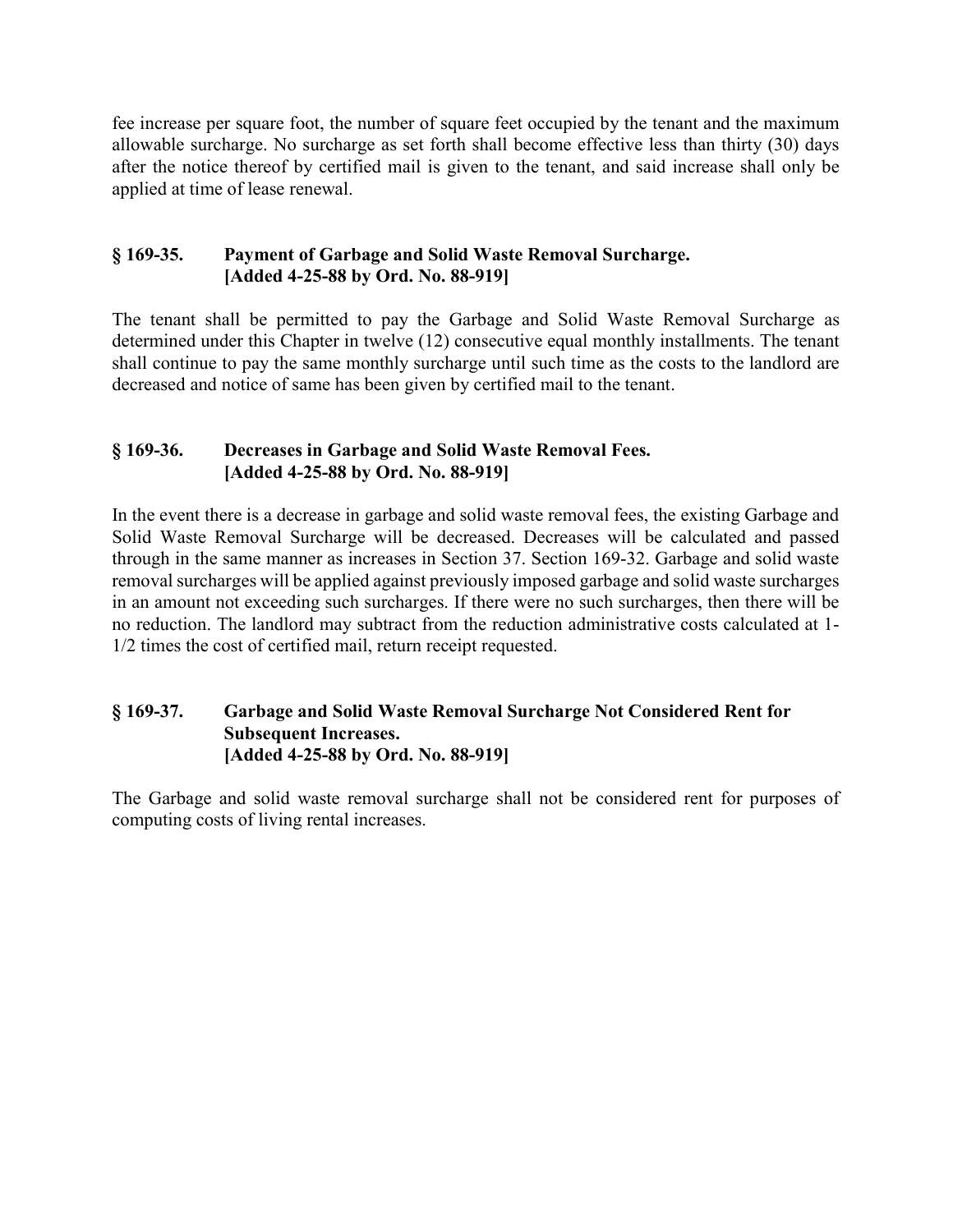fee increase per square foot, the number of square feet occupied by the tenant and the maximum allowable surcharge. No surcharge as set forth shall become effective less than thirty (30) days after the notice thereof by certified mail is given to the tenant, and said increase shall only be applied at time of lease renewal.

### § 169-35. Payment of Garbage and Solid Waste Removal Surcharge. [Added 4-25-88 by Ord. No. 88-919]

The tenant shall be permitted to pay the Garbage and Solid Waste Removal Surcharge as determined under this Chapter in twelve (12) consecutive equal monthly installments. The tenant shall continue to pay the same monthly surcharge until such time as the costs to the landlord are decreased and notice of same has been given by certified mail to the tenant.

### § 169-36. Decreases in Garbage and Solid Waste Removal Fees. [Added 4-25-88 by Ord. No. 88-919]

In the event there is a decrease in garbage and solid waste removal fees, the existing Garbage and Solid Waste Removal Surcharge will be decreased. Decreases will be calculated and passed through in the same manner as increases in Section 37. Section 169-32. Garbage and solid waste removal surcharges will be applied against previously imposed garbage and solid waste surcharges in an amount not exceeding such surcharges. If there were no such surcharges, then there will be no reduction. The landlord may subtract from the reduction administrative costs calculated at 1-1/2 times the cost of certified mail, return receipt requested.

### § 169-37. Garbage and Solid Waste Removal Surcharge Not Considered Rent for Subsequent Increases. [Added 4-25-88 by Ord. No. 88-919]

The Garbage and solid waste removal surcharge shall not be considered rent for purposes of computing costs of living rental increases.